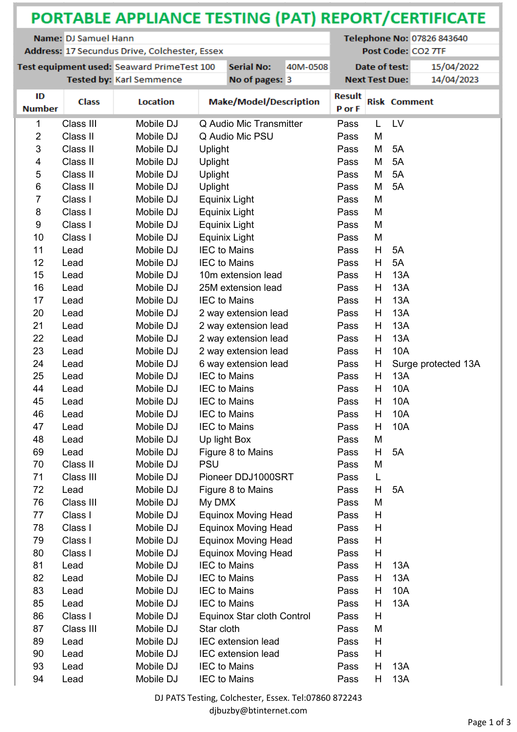# PORTABLE APPLIANCE TESTING (PAT) REPORT/CERTIFICATE

| | | | |
|---|---|---|---|
| **Name:** | DJ Samuel Hann | **Telephone No:** | 07826 843640 |
| **Address:** | 17 Secundus Drive, Colchester, Essex | **Post Code:** | CO2 7TF |

| | | | | | |
|---|---|---|---|---|---|
| **Test equipment used:** | Seaward PrimeTest 100 | **Serial No:** | 40M-0508 | **Date of test:** | 15/04/2022 |
| **Tested by:** | Karl Semmence | **No of pages:** | 3 | **Next Test Due:** | 14/04/2023 |

| ID Number | Class | Location | Make/Model/Description | Result P or F | Risk | Comment |
|---|---|---|---|---|---|---|
| 1 | Class III | Mobile DJ | Q Audio Mic Transmitter | Pass | L | LV |
| 2 | Class II | Mobile DJ | Q Audio Mic PSU | Pass | M | |
| 3 | Class II | Mobile DJ | Uplight | Pass | M | 5A |
| 4 | Class II | Mobile DJ | Uplight | Pass | M | 5A |
| 5 | Class II | Mobile DJ | Uplight | Pass | M | 5A |
| 6 | Class II | Mobile DJ | Uplight | Pass | M | 5A |
| 7 | Class I | Mobile DJ | Equinix Light | Pass | M | |
| 8 | Class I | Mobile DJ | Equinix Light | Pass | M | |
| 9 | Class I | Mobile DJ | Equinix Light | Pass | M | |
| 10 | Class I | Mobile DJ | Equinix Light | Pass | M | |
| 11 | Lead | Mobile DJ | IEC to Mains | Pass | H | 5A |
| 12 | Lead | Mobile DJ | IEC to Mains | Pass | H | 5A |
| 15 | Lead | Mobile DJ | 10m extension lead | Pass | H | 13A |
| 16 | Lead | Mobile DJ | 25M extension lead | Pass | H | 13A |
| 17 | Lead | Mobile DJ | IEC to Mains | Pass | H | 13A |
| 20 | Lead | Mobile DJ | 2 way extension lead | Pass | H | 13A |
| 21 | Lead | Mobile DJ | 2 way extension lead | Pass | H | 13A |
| 22 | Lead | Mobile DJ | 2 way extension lead | Pass | H | 13A |
| 23 | Lead | Mobile DJ | 2 way extension lead | Pass | H | 10A |
| 24 | Lead | Mobile DJ | 6 way extension lead | Pass | H | Surge protected 13A |
| 25 | Lead | Mobile DJ | IEC to Mains | Pass | H | 13A |
| 44 | Lead | Mobile DJ | IEC to Mains | Pass | H | 10A |
| 45 | Lead | Mobile DJ | IEC to Mains | Pass | H | 10A |
| 46 | Lead | Mobile DJ | IEC to Mains | Pass | H | 10A |
| 47 | Lead | Mobile DJ | IEC to Mains | Pass | H | 10A |
| 48 | Lead | Mobile DJ | Up light Box | Pass | M | |
| 69 | Lead | Mobile DJ | Figure 8 to Mains | Pass | H | 5A |
| 70 | Class II | Mobile DJ | PSU | Pass | M | |
| 71 | Class III | Mobile DJ | Pioneer DDJ1000SRT | Pass | L | |
| 72 | Lead | Mobile DJ | Figure 8 to Mains | Pass | H | 5A |
| 76 | Class III | Mobile DJ | My DMX | Pass | M | |
| 77 | Class I | Mobile DJ | Equinox Moving Head | Pass | H | |
| 78 | Class I | Mobile DJ | Equinox Moving Head | Pass | H | |
| 79 | Class I | Mobile DJ | Equinox Moving Head | Pass | H | |
| 80 | Class I | Mobile DJ | Equinox Moving Head | Pass | H | |
| 81 | Lead | Mobile DJ | IEC to Mains | Pass | H | 13A |
| 82 | Lead | Mobile DJ | IEC to Mains | Pass | H | 13A |
| 83 | Lead | Mobile DJ | IEC to Mains | Pass | H | 10A |
| 85 | Lead | Mobile DJ | IEC to Mains | Pass | H | 13A |
| 86 | Class I | Mobile DJ | Equinox Star cloth Control | Pass | H | |
| 87 | Class III | Mobile DJ | Star cloth | Pass | M | |
| 89 | Lead | Mobile DJ | IEC extension lead | Pass | H | |
| 90 | Lead | Mobile DJ | IEC extension lead | Pass | H | |
| 93 | Lead | Mobile DJ | IEC to Mains | Pass | H | 13A |
| 94 | Lead | Mobile DJ | IEC to Mains | Pass | H | 13A |

DJ PATS Testing, Colchester, Essex. Tel:07860 872243
djbuzby@btinternet.com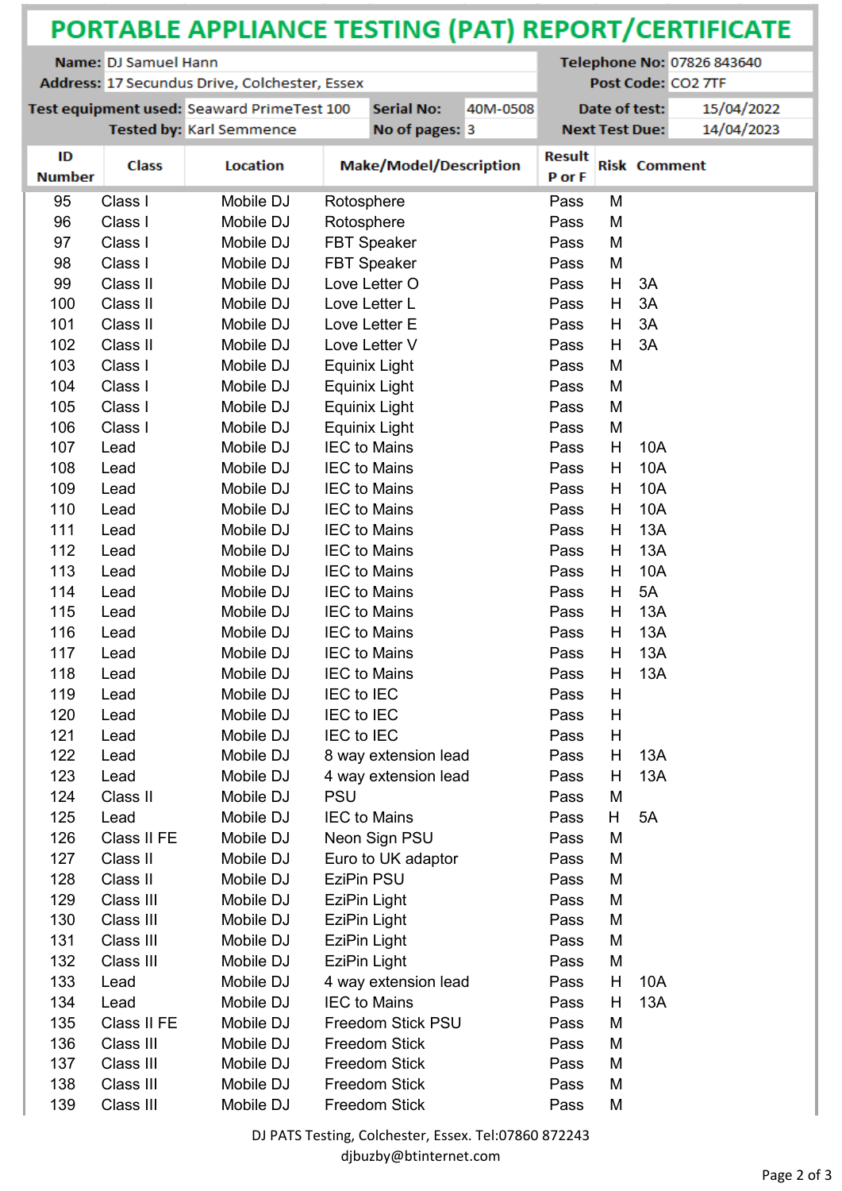# PORTABLE APPLIANCE TESTING (PAT) REPORT/CERTIFICATE

| | | | | | |
|---|---|---|---|---|---|
| **Name:** | DJ Samuel Hann | | | **Telephone No:** | 07826 843640 |
| **Address:** | 17 Secundus Drive, Colchester, Essex | | | **Post Code:** | CO2 7TF |
| **Test equipment used:** | Seaward PrimeTest 100 | **Serial No:** | 40M-0508 | **Date of test:** | 15/04/2022 |
| **Tested by:** | Karl Semmence | **No of pages:** | 3 | **Next Test Due:** | 14/04/2023 |

| ID Number | Class | Location | Make/Model/Description | Result P or F | Risk | Comment |
|---|---|---|---|---|---|---|
| 95 | Class I | Mobile DJ | Rotosphere | Pass | M | |
| 96 | Class I | Mobile DJ | Rotosphere | Pass | M | |
| 97 | Class I | Mobile DJ | FBT Speaker | Pass | M | |
| 98 | Class I | Mobile DJ | FBT Speaker | Pass | M | |
| 99 | Class II | Mobile DJ | Love Letter O | Pass | H | 3A |
| 100 | Class II | Mobile DJ | Love Letter L | Pass | H | 3A |
| 101 | Class II | Mobile DJ | Love Letter E | Pass | H | 3A |
| 102 | Class II | Mobile DJ | Love Letter V | Pass | H | 3A |
| 103 | Class I | Mobile DJ | Equinix Light | Pass | M | |
| 104 | Class I | Mobile DJ | Equinix Light | Pass | M | |
| 105 | Class I | Mobile DJ | Equinix Light | Pass | M | |
| 106 | Class I | Mobile DJ | Equinix Light | Pass | M | |
| 107 | Lead | Mobile DJ | IEC to Mains | Pass | H | 10A |
| 108 | Lead | Mobile DJ | IEC to Mains | Pass | H | 10A |
| 109 | Lead | Mobile DJ | IEC to Mains | Pass | H | 10A |
| 110 | Lead | Mobile DJ | IEC to Mains | Pass | H | 10A |
| 111 | Lead | Mobile DJ | IEC to Mains | Pass | H | 13A |
| 112 | Lead | Mobile DJ | IEC to Mains | Pass | H | 13A |
| 113 | Lead | Mobile DJ | IEC to Mains | Pass | H | 10A |
| 114 | Lead | Mobile DJ | IEC to Mains | Pass | H | 5A |
| 115 | Lead | Mobile DJ | IEC to Mains | Pass | H | 13A |
| 116 | Lead | Mobile DJ | IEC to Mains | Pass | H | 13A |
| 117 | Lead | Mobile DJ | IEC to Mains | Pass | H | 13A |
| 118 | Lead | Mobile DJ | IEC to Mains | Pass | H | 13A |
| 119 | Lead | Mobile DJ | IEC to IEC | Pass | H | |
| 120 | Lead | Mobile DJ | IEC to IEC | Pass | H | |
| 121 | Lead | Mobile DJ | IEC to IEC | Pass | H | |
| 122 | Lead | Mobile DJ | 8 way extension lead | Pass | H | 13A |
| 123 | Lead | Mobile DJ | 4 way extension lead | Pass | H | 13A |
| 124 | Class II | Mobile DJ | PSU | Pass | M | |
| 125 | Lead | Mobile DJ | IEC to Mains | Pass | H | 5A |
| 126 | Class II FE | Mobile DJ | Neon Sign PSU | Pass | M | |
| 127 | Class II | Mobile DJ | Euro to UK adaptor | Pass | M | |
| 128 | Class II | Mobile DJ | EziPin PSU | Pass | M | |
| 129 | Class III | Mobile DJ | EziPin Light | Pass | M | |
| 130 | Class III | Mobile DJ | EziPin Light | Pass | M | |
| 131 | Class III | Mobile DJ | EziPin Light | Pass | M | |
| 132 | Class III | Mobile DJ | EziPin Light | Pass | M | |
| 133 | Lead | Mobile DJ | 4 way extension lead | Pass | H | 10A |
| 134 | Lead | Mobile DJ | IEC to Mains | Pass | H | 13A |
| 135 | Class II FE | Mobile DJ | Freedom Stick PSU | Pass | M | |
| 136 | Class III | Mobile DJ | Freedom Stick | Pass | M | |
| 137 | Class III | Mobile DJ | Freedom Stick | Pass | M | |
| 138 | Class III | Mobile DJ | Freedom Stick | Pass | M | |
| 139 | Class III | Mobile DJ | Freedom Stick | Pass | M | |

DJ PATS Testing, Colchester, Essex. Tel:07860 872243
djbuzby@btinternet.com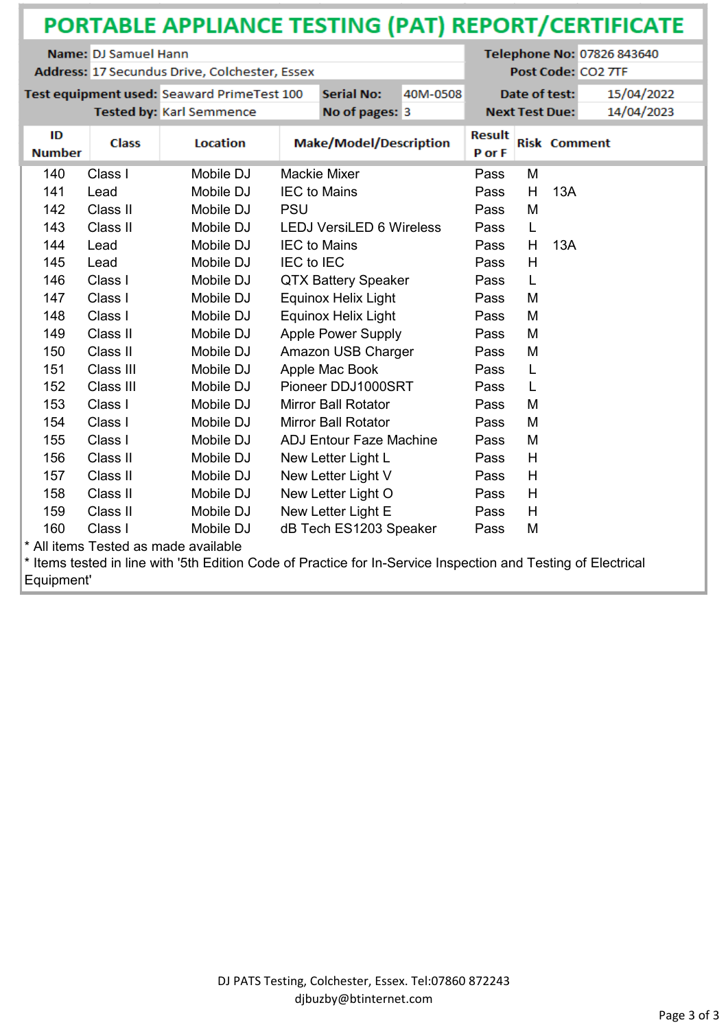# PORTABLE APPLIANCE TESTING (PAT) REPORT/CERTIFICATE

| | | | |
|---|---|---|---|
| **Name:** | DJ Samuel Hann | **Telephone No:** | 07826 843640 |
| **Address:** | 17 Secundus Drive, Colchester, Essex | **Post Code:** | CO2 7TF |

| | | | | | |
|---|---|---|---|---|---|
| **Test equipment used:** | Seaward PrimeTest 100 | **Serial No:** | 40M-0508 | **Date of test:** | 15/04/2022 |
| **Tested by:** | Karl Semmence | **No of pages:** | 3 | **Next Test Due:** | 14/04/2023 |

| ID Number | Class | Location | Make/Model/Description | Result P or F | Risk | Comment |
|---|---|---|---|---|---|---|
| 140 | Class I | Mobile DJ | Mackie Mixer | Pass | M | |
| 141 | Lead | Mobile DJ | IEC to Mains | Pass | H | 13A |
| 142 | Class II | Mobile DJ | PSU | Pass | M | |
| 143 | Class II | Mobile DJ | LEDJ VersiLED 6 Wireless | Pass | L | |
| 144 | Lead | Mobile DJ | IEC to Mains | Pass | H | 13A |
| 145 | Lead | Mobile DJ | IEC to IEC | Pass | H | |
| 146 | Class I | Mobile DJ | QTX Battery Speaker | Pass | L | |
| 147 | Class I | Mobile DJ | Equinox Helix Light | Pass | M | |
| 148 | Class I | Mobile DJ | Equinox Helix Light | Pass | M | |
| 149 | Class II | Mobile DJ | Apple Power Supply | Pass | M | |
| 150 | Class II | Mobile DJ | Amazon USB Charger | Pass | M | |
| 151 | Class III | Mobile DJ | Apple Mac Book | Pass | L | |
| 152 | Class III | Mobile DJ | Pioneer DDJ1000SRT | Pass | L | |
| 153 | Class I | Mobile DJ | Mirror Ball Rotator | Pass | M | |
| 154 | Class I | Mobile DJ | Mirror Ball Rotator | Pass | M | |
| 155 | Class I | Mobile DJ | ADJ Entour Faze Machine | Pass | M | |
| 156 | Class II | Mobile DJ | New Letter Light L | Pass | H | |
| 157 | Class II | Mobile DJ | New Letter Light V | Pass | H | |
| 158 | Class II | Mobile DJ | New Letter Light O | Pass | H | |
| 159 | Class II | Mobile DJ | New Letter Light E | Pass | H | |
| 160 | Class I | Mobile DJ | dB Tech ES1203 Speaker | Pass | M | |

* All items Tested as made available
* Items tested in line with '5th Edition Code of Practice for In-Service Inspection and Testing of Electrical Equipment'

DJ PATS Testing, Colchester, Essex. Tel:07860 872243
djbuzby@btinternet.com